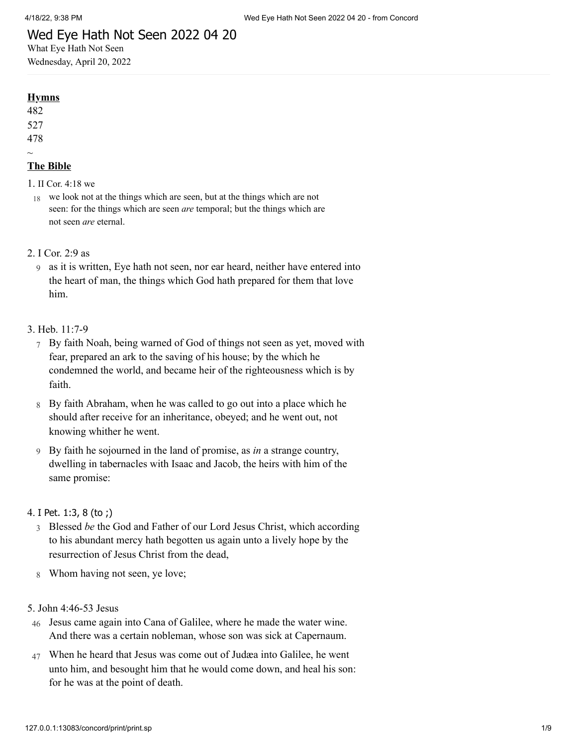# Wed Eye Hath Not Seen 2022 04 20

What Eye Hath Not Seen
Wednesday, April 20, 2022

**Hymns**

482
527
478
~

**The Bible**

1. II Cor. 4:18 we

18 we look not at the things which are seen, but at the things which are not seen: for the things which are seen *are* temporal; but the things which are not seen *are* eternal.

2. I Cor. 2:9 as

9 as it is written, Eye hath not seen, nor ear heard, neither have entered into the heart of man, the things which God hath prepared for them that love him.

3. Heb. 11:7-9

7 By faith Noah, being warned of God of things not seen as yet, moved with fear, prepared an ark to the saving of his house; by the which he condemned the world, and became heir of the righteousness which is by faith.

8 By faith Abraham, when he was called to go out into a place which he should after receive for an inheritance, obeyed; and he went out, not knowing whither he went.

9 By faith he sojourned in the land of promise, as *in* a strange country, dwelling in tabernacles with Isaac and Jacob, the heirs with him of the same promise:

4. I Pet. 1:3, 8 (to ;)

3 Blessed *be* the God and Father of our Lord Jesus Christ, which according to his abundant mercy hath begotten us again unto a lively hope by the resurrection of Jesus Christ from the dead,

8 Whom having not seen, ye love;

5. John 4:46-53 Jesus

46 Jesus came again into Cana of Galilee, where he made the water wine. And there was a certain nobleman, whose son was sick at Capernaum.

47 When he heard that Jesus was come out of Judæa into Galilee, he went unto him, and besought him that he would come down, and heal his son: for he was at the point of death.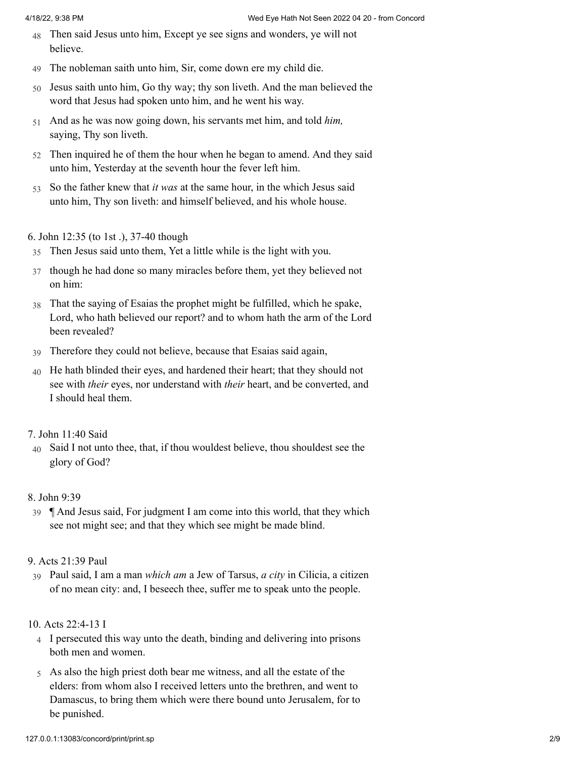48 Then said Jesus unto him, Except ye see signs and wonders, ye will not believe.

49 The nobleman saith unto him, Sir, come down ere my child die.

50 Jesus saith unto him, Go thy way; thy son liveth. And the man believed the word that Jesus had spoken unto him, and he went his way.

51 And as he was now going down, his servants met him, and told *him,* saying, Thy son liveth.

52 Then inquired he of them the hour when he began to amend. And they said unto him, Yesterday at the seventh hour the fever left him.

53 So the father knew that *it was* at the same hour, in the which Jesus said unto him, Thy son liveth: and himself believed, and his whole house.

6. John 12:35 (to 1st .), 37-40 though

35 Then Jesus said unto them, Yet a little while is the light with you.

37 though he had done so many miracles before them, yet they believed not on him:

38 That the saying of Esaias the prophet might be fulfilled, which he spake, Lord, who hath believed our report? and to whom hath the arm of the Lord been revealed?

39 Therefore they could not believe, because that Esaias said again,

40 He hath blinded their eyes, and hardened their heart; that they should not see with *their* eyes, nor understand with *their* heart, and be converted, and I should heal them.

7. John 11:40 Said

40 Said I not unto thee, that, if thou wouldest believe, thou shouldest see the glory of God?

8. John 9:39

39 ¶ And Jesus said, For judgment I am come into this world, that they which see not might see; and that they which see might be made blind.

9. Acts 21:39 Paul

39 Paul said, I am a man *which am* a Jew of Tarsus, *a city* in Cilicia, a citizen of no mean city: and, I beseech thee, suffer me to speak unto the people.

10. Acts 22:4-13 I

4 I persecuted this way unto the death, binding and delivering into prisons both men and women.

5 As also the high priest doth bear me witness, and all the estate of the elders: from whom also I received letters unto the brethren, and went to Damascus, to bring them which were there bound unto Jerusalem, for to be punished.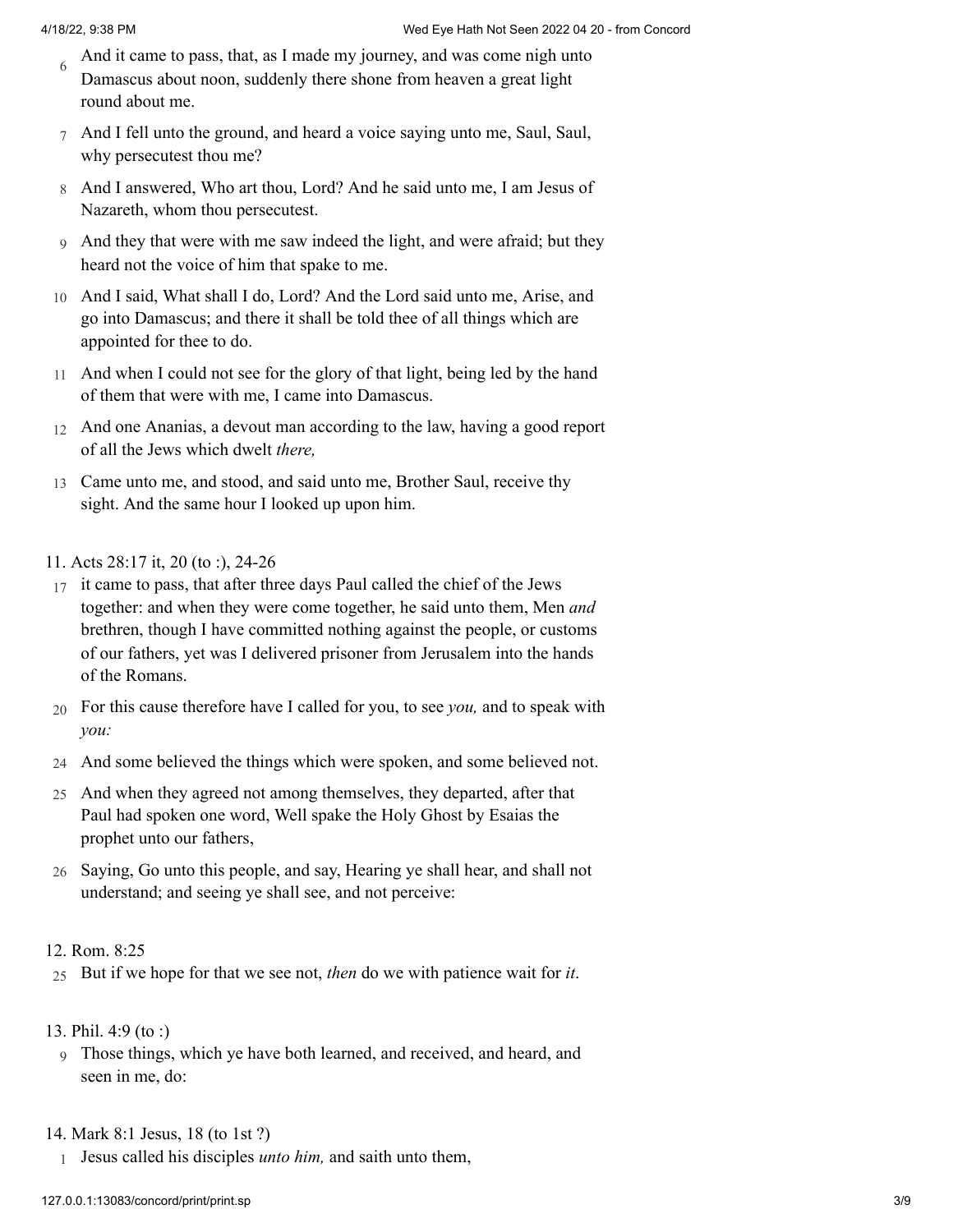6 And it came to pass, that, as I made my journey, and was come nigh unto Damascus about noon, suddenly there shone from heaven a great light round about me.

7 And I fell unto the ground, and heard a voice saying unto me, Saul, Saul, why persecutest thou me?

8 And I answered, Who art thou, Lord? And he said unto me, I am Jesus of Nazareth, whom thou persecutest.

9 And they that were with me saw indeed the light, and were afraid; but they heard not the voice of him that spake to me.

10 And I said, What shall I do, Lord? And the Lord said unto me, Arise, and go into Damascus; and there it shall be told thee of all things which are appointed for thee to do.

11 And when I could not see for the glory of that light, being led by the hand of them that were with me, I came into Damascus.

12 And one Ananias, a devout man according to the law, having a good report of all the Jews which dwelt *there,*

13 Came unto me, and stood, and said unto me, Brother Saul, receive thy sight. And the same hour I looked up upon him.

11. Acts 28:17 it, 20 (to :), 24-26

17 it came to pass, that after three days Paul called the chief of the Jews together: and when they were come together, he said unto them, Men *and* brethren, though I have committed nothing against the people, or customs of our fathers, yet was I delivered prisoner from Jerusalem into the hands of the Romans.

20 For this cause therefore have I called for you, to see *you,* and to speak with *you:*

24 And some believed the things which were spoken, and some believed not.

25 And when they agreed not among themselves, they departed, after that Paul had spoken one word, Well spake the Holy Ghost by Esaias the prophet unto our fathers,

26 Saying, Go unto this people, and say, Hearing ye shall hear, and shall not understand; and seeing ye shall see, and not perceive:

12. Rom. 8:25

25 But if we hope for that we see not, *then* do we with patience wait for *it.*

13. Phil. 4:9 (to :)

9 Those things, which ye have both learned, and received, and heard, and seen in me, do:

14. Mark 8:1 Jesus, 18 (to 1st ?)

1 Jesus called his disciples *unto him,* and saith unto them,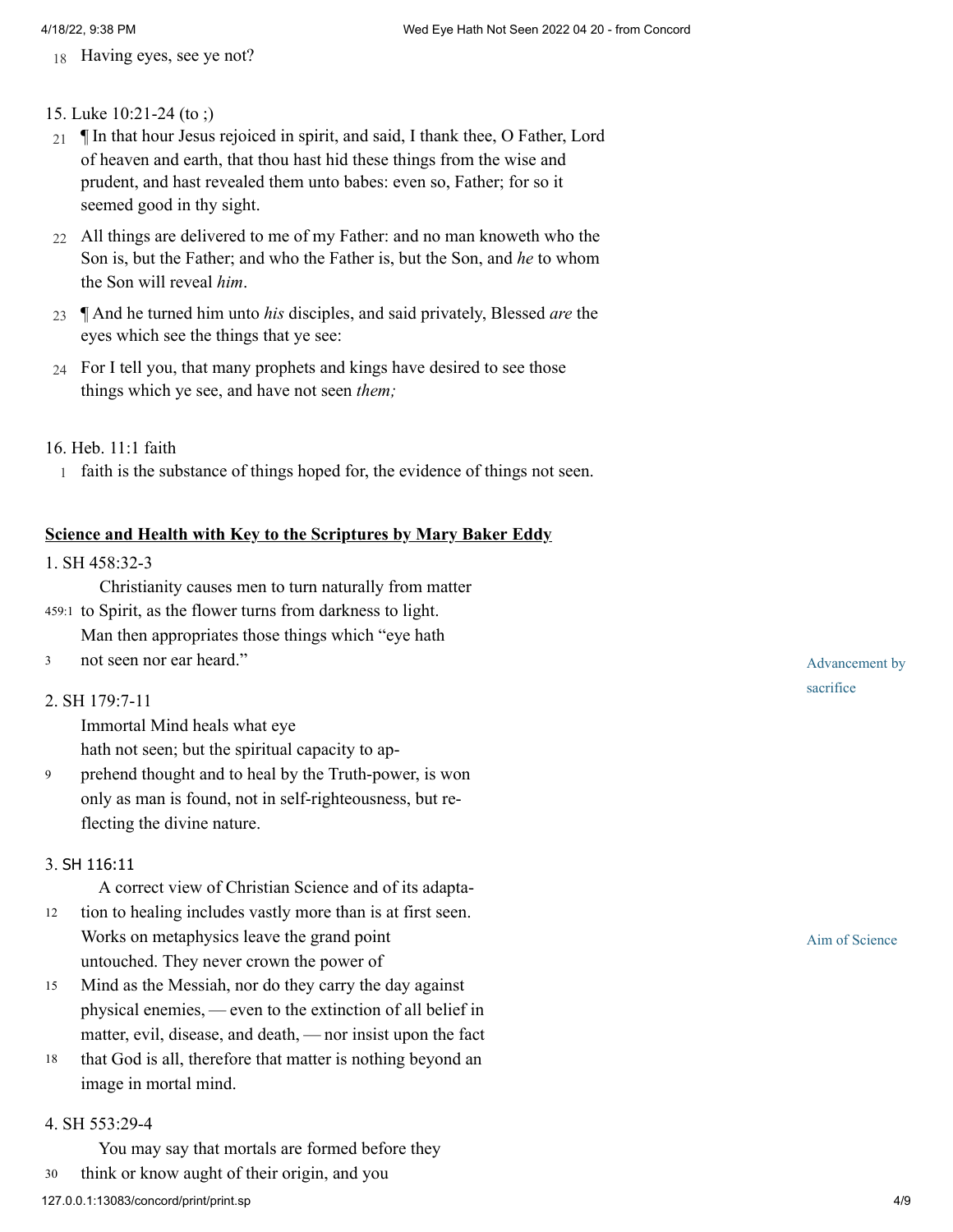18 Having eyes, see ye not?

15. Luke 10:21-24 (to ;)

21 ¶ In that hour Jesus rejoiced in spirit, and said, I thank thee, O Father, Lord of heaven and earth, that thou hast hid these things from the wise and prudent, and hast revealed them unto babes: even so, Father; for so it seemed good in thy sight.

22 All things are delivered to me of my Father: and no man knoweth who the Son is, but the Father; and who the Father is, but the Son, and *he* to whom the Son will reveal *him*.

23 ¶ And he turned him unto *his* disciples, and said privately, Blessed *are* the eyes which see the things that ye see:

24 For I tell you, that many prophets and kings have desired to see those things which ye see, and have not seen *them;*

16. Heb. 11:1 faith

1 faith is the substance of things hoped for, the evidence of things not seen.

**Science and Health with Key to the Scriptures by Mary Baker Eddy**

1. SH 458:32-3

Christianity causes men to turn naturally from matter
459:1 to Spirit, as the flower turns from darkness to light.
Man then appropriates those things which "eye hath
3 not seen nor ear heard."

Advancement by sacrifice

2. SH 179:7-11

Immortal Mind heals what eye
hath not seen; but the spiritual capacity to ap-
9 prehend thought and to heal by the Truth-power, is won
only as man is found, not in self-righteousness, but re-
flecting the divine nature.

3. SH 116:11

A correct view of Christian Science and of its adapta-
12 tion to healing includes vastly more than is at first seen.
Works on metaphysics leave the grand point
untouched. They never crown the power of
15 Mind as the Messiah, nor do they carry the day against
physical enemies, — even to the extinction of all belief in
matter, evil, disease, and death, — nor insist upon the fact
18 that God is all, therefore that matter is nothing beyond an
image in mortal mind.

Aim of Science

4. SH 553:29-4

You may say that mortals are formed before they
30 think or know aught of their origin, and you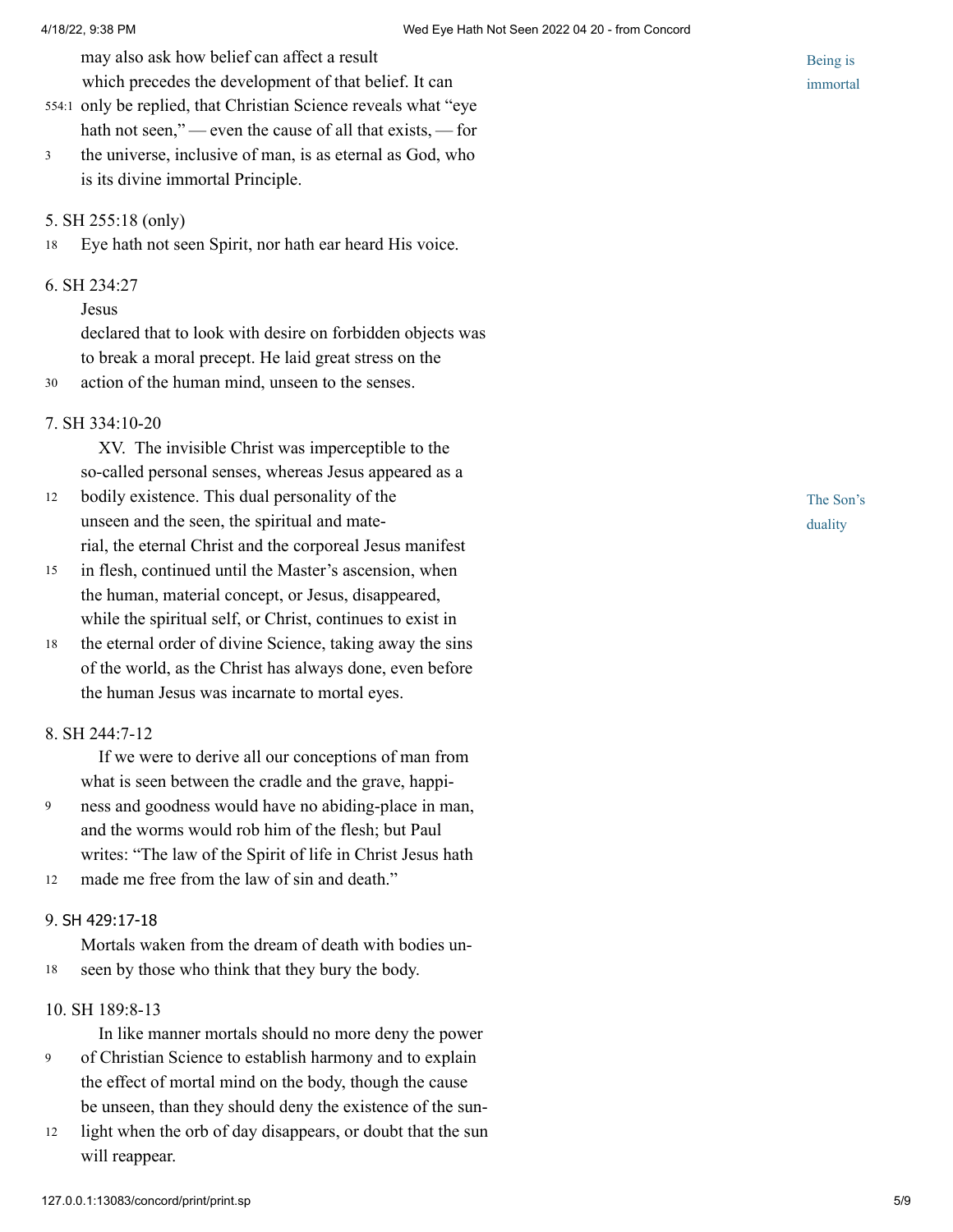may also ask how belief can affect a result which precedes the development of that belief. It can only be replied, that Christian Science reveals what "eye hath not seen," — even the cause of all that exists, — for the universe, inclusive of man, is as eternal as God, who is its divine immortal Principle.

Being is immortal

5. SH 255:18 (only)

Eye hath not seen Spirit, nor hath ear heard His voice.

6. SH 234:27

Jesus declared that to look with desire on forbidden objects was to break a moral precept. He laid great stress on the action of the human mind, unseen to the senses.

7. SH 334:10-20

XV. The invisible Christ was imperceptible to the so-called personal senses, whereas Jesus appeared as a bodily existence. This dual personality of the unseen and the seen, the spiritual and material, the eternal Christ and the corporeal Jesus manifest in flesh, continued until the Master's ascension, when the human, material concept, or Jesus, disappeared, while the spiritual self, or Christ, continues to exist in the eternal order of divine Science, taking away the sins of the world, as the Christ has always done, even before the human Jesus was incarnate to mortal eyes.

The Son's duality

8. SH 244:7-12

If we were to derive all our conceptions of man from what is seen between the cradle and the grave, happiness and goodness would have no abiding-place in man, and the worms would rob him of the flesh; but Paul writes: "The law of the Spirit of life in Christ Jesus hath made me free from the law of sin and death."

9. SH 429:17-18

Mortals waken from the dream of death with bodies unseen by those who think that they bury the body.

10. SH 189:8-13

In like manner mortals should no more deny the power of Christian Science to establish harmony and to explain the effect of mortal mind on the body, though the cause be unseen, than they should deny the existence of the sunlight when the orb of day disappears, or doubt that the sun will reappear.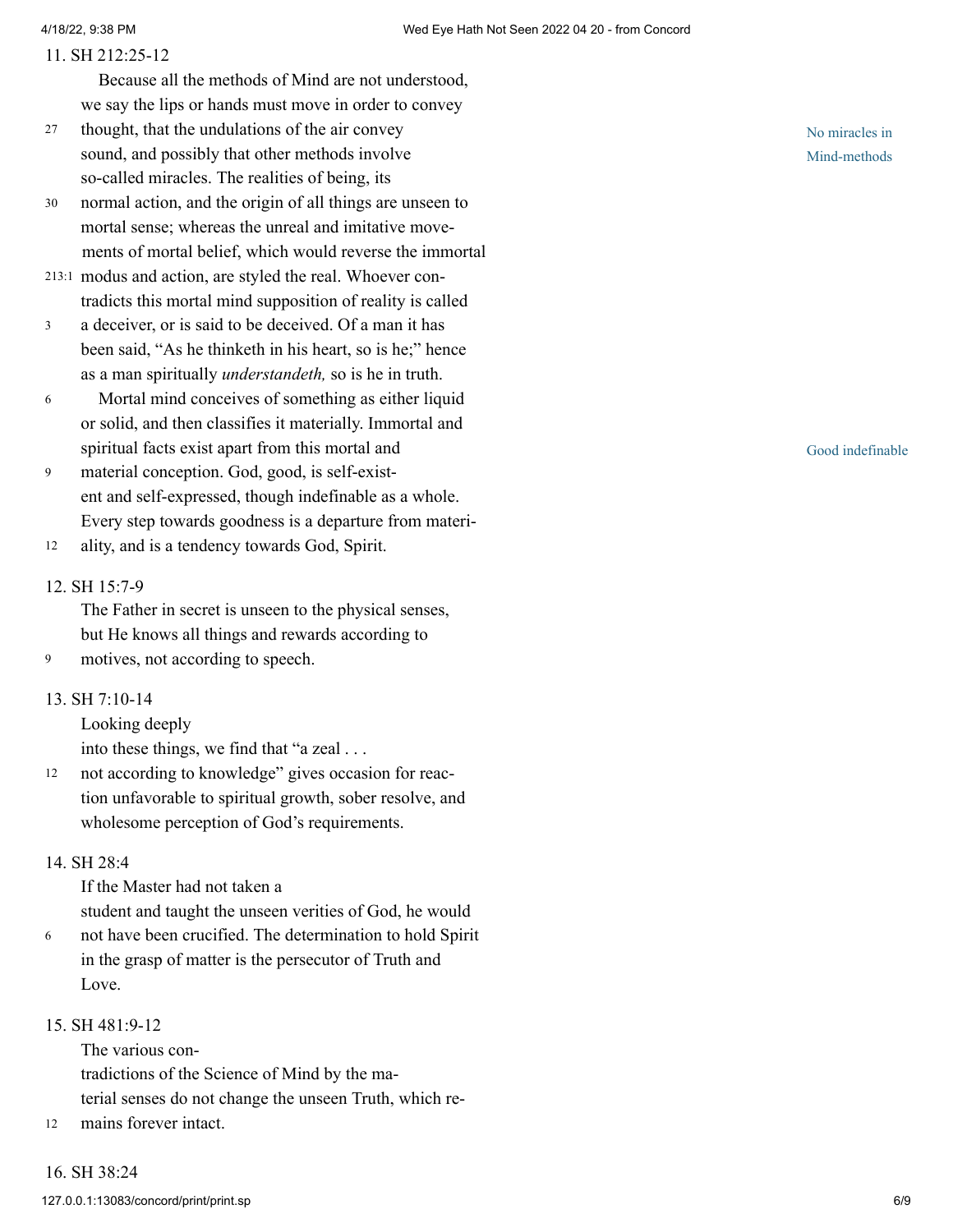11. SH 212:25-12

Because all the methods of Mind are not understood, we say the lips or hands must move in order to convey thought, that the undulations of the air convey sound, and possibly that other methods involve so-called miracles. The realities of being, its normal action, and the origin of all things are unseen to mortal sense; whereas the unreal and imitative movements of mortal belief, which would reverse the immortal modus and action, are styled the real. Whoever contradicts this mortal mind supposition of reality is called a deceiver, or is said to be deceived. Of a man it has been said, "As he thinketh in his heart, so is he;" hence as a man spiritually *understandeth,* so is he in truth.

No miracles in Mind-methods

Mortal mind conceives of something as either liquid or solid, and then classifies it materially. Immortal and spiritual facts exist apart from this mortal and material conception. God, good, is self-existent and self-expressed, though indefinable as a whole. Every step towards goodness is a departure from materiality, and is a tendency towards God, Spirit.

Good indefinable

12. SH 15:7-9

The Father in secret is unseen to the physical senses, but He knows all things and rewards according to motives, not according to speech.

13. SH 7:10-14

Looking deeply into these things, we find that "a zeal . . . not according to knowledge" gives occasion for reaction unfavorable to spiritual growth, sober resolve, and wholesome perception of God's requirements.

14. SH 28:4

If the Master had not taken a student and taught the unseen verities of God, he would not have been crucified. The determination to hold Spirit in the grasp of matter is the persecutor of Truth and Love.

15. SH 481:9-12

The various contradictions of the Science of Mind by the material senses do not change the unseen Truth, which remains forever intact.

16. SH 38:24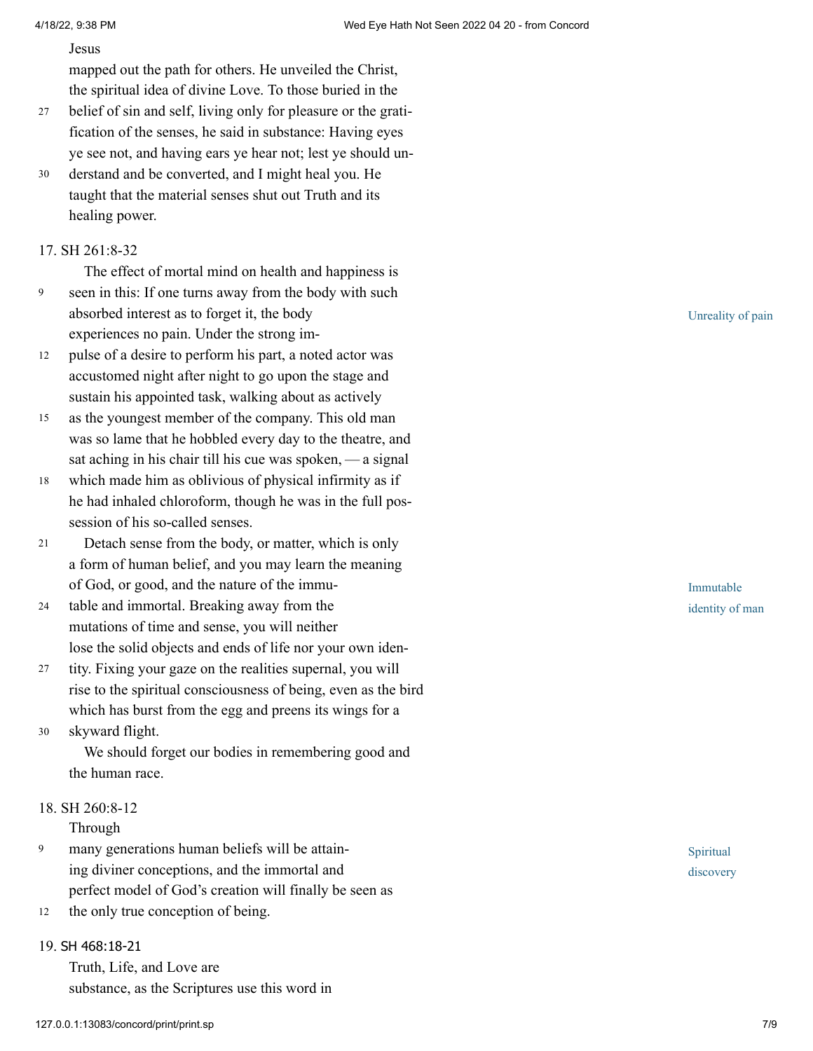Jesus
mapped out the path for others. He unveiled the Christ,
the spiritual idea of divine Love. To those buried in the
27 belief of sin and self, living only for pleasure or the grati-
fication of the senses, he said in substance: Having eyes
ye see not, and having ears ye hear not; lest ye should un-
30 derstand and be converted, and I might heal you. He
taught that the material senses shut out Truth and its
healing power.

17. SH 261:8-32

The effect of mortal mind on health and happiness is
9 seen in this: If one turns away from the body with such
absorbed interest as to forget it, the body
experiences no pain. Under the strong im-
12 pulse of a desire to perform his part, a noted actor was
accustomed night after night to go upon the stage and
sustain his appointed task, walking about as actively
15 as the youngest member of the company. This old man
was so lame that he hobbled every day to the theatre, and
sat aching in his chair till his cue was spoken, — a signal
18 which made him as oblivious of physical infirmity as if
he had inhaled chloroform, though he was in the full pos-
session of his so-called senses.

*Unreality of pain*

21 Detach sense from the body, or matter, which is only
a form of human belief, and you may learn the meaning
of God, or good, and the nature of the immu-
24 table and immortal. Breaking away from the
mutations of time and sense, you will neither
lose the solid objects and ends of life nor your own iden-
27 tity. Fixing your gaze on the realities supernal, you will
rise to the spiritual consciousness of being, even as the bird
which has burst from the egg and preens its wings for a
30 skyward flight.

*Immutable identity of man*

We should forget our bodies in remembering good and
the human race.

18. SH 260:8-12

Through
9 many generations human beliefs will be attain-
ing diviner conceptions, and the immortal and
perfect model of God's creation will finally be seen as
12 the only true conception of being.

*Spiritual discovery*

19. SH 468:18-21

Truth, Life, and Love are
substance, as the Scriptures use this word in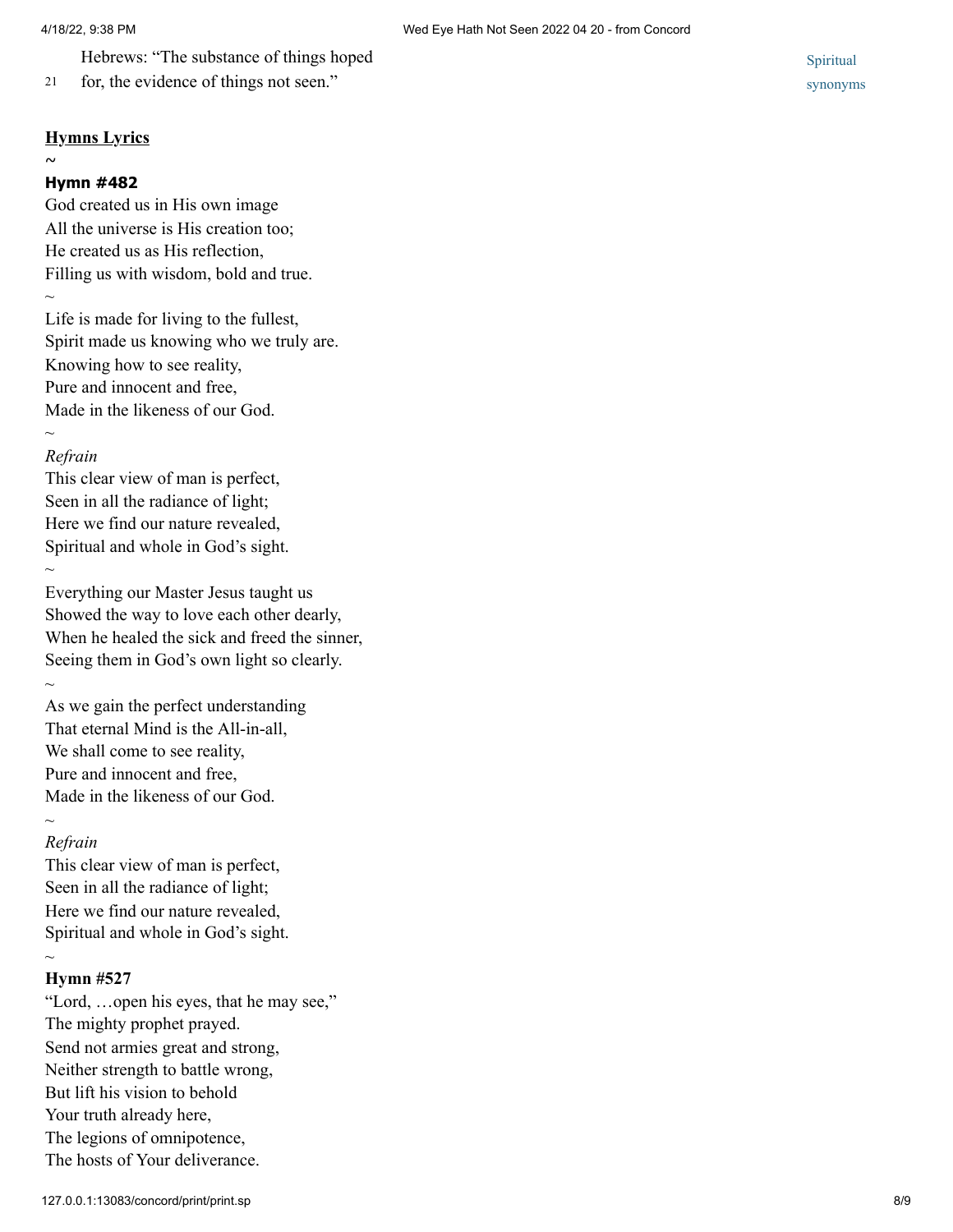Hebrews: “The substance of things hoped

21 for, the evidence of things not seen.”

Spiritual synonyms

**Hymns Lyrics**

~

**Hymn #482**

God created us in His own image
All the universe is His creation too;
He created us as His reflection,
Filling us with wisdom, bold and true.

~

Life is made for living to the fullest,
Spirit made us knowing who we truly are.
Knowing how to see reality,
Pure and innocent and free,
Made in the likeness of our God.

~

*Refrain*

This clear view of man is perfect,
Seen in all the radiance of light;
Here we find our nature revealed,
Spiritual and whole in God’s sight.

~

Everything our Master Jesus taught us
Showed the way to love each other dearly,
When he healed the sick and freed the sinner,
Seeing them in God’s own light so clearly.

~

As we gain the perfect understanding
That eternal Mind is the All-in-all,
We shall come to see reality,
Pure and innocent and free,
Made in the likeness of our God.

~

*Refrain*

This clear view of man is perfect,
Seen in all the radiance of light;
Here we find our nature revealed,
Spiritual and whole in God’s sight.

~

**Hymn #527**

“Lord, …open his eyes, that he may see,”
The mighty prophet prayed.
Send not armies great and strong,
Neither strength to battle wrong,
But lift his vision to behold
Your truth already here,
The legions of omnipotence,
The hosts of Your deliverance.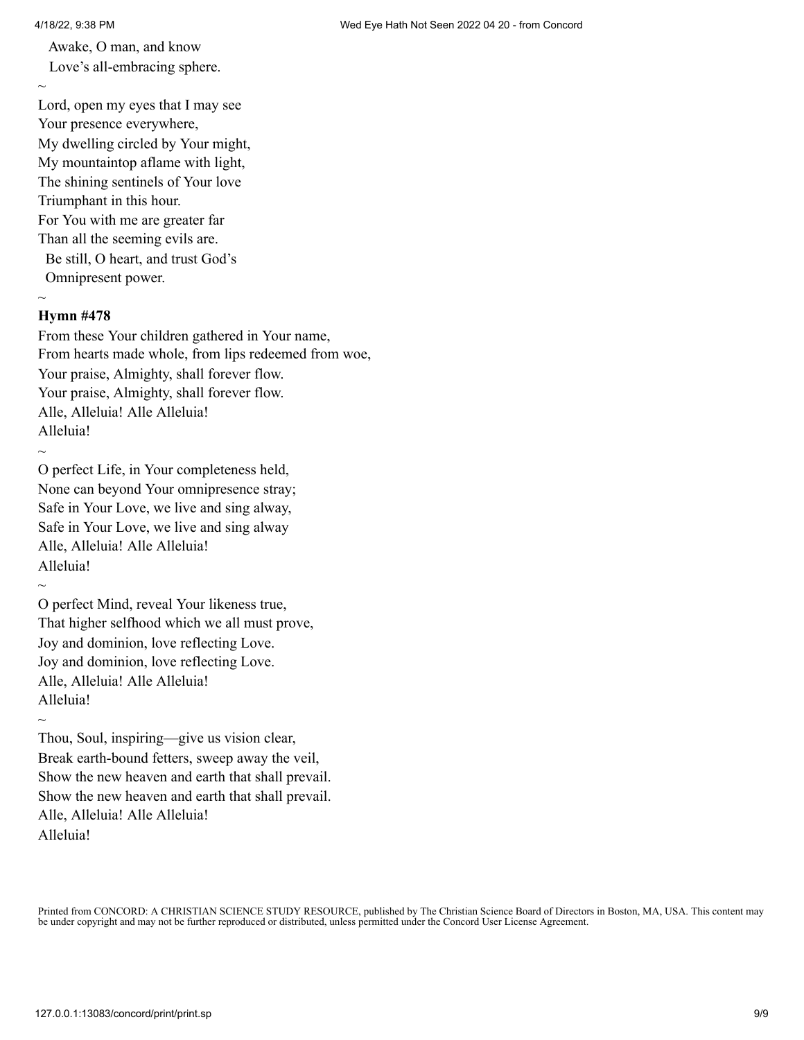Awake, O man, and know
Love's all-embracing sphere.

~

Lord, open my eyes that I may see
Your presence everywhere,
My dwelling circled by Your might,
My mountaintop aflame with light,
The shining sentinels of Your love
Triumphant in this hour.
For You with me are greater far
Than all the seeming evils are.
Be still, O heart, and trust God's
Omnipresent power.

~

**Hymn #478**

From these Your children gathered in Your name,
From hearts made whole, from lips redeemed from woe,
Your praise, Almighty, shall forever flow.
Your praise, Almighty, shall forever flow.
Alle, Alleluia! Alle Alleluia!
Alleluia!

~

O perfect Life, in Your completeness held,
None can beyond Your omnipresence stray;
Safe in Your Love, we live and sing alway,
Safe in Your Love, we live and sing alway
Alle, Alleluia! Alle Alleluia!
Alleluia!

~

O perfect Mind, reveal Your likeness true,
That higher selfhood which we all must prove,
Joy and dominion, love reflecting Love.
Joy and dominion, love reflecting Love.
Alle, Alleluia! Alle Alleluia!
Alleluia!

~

Thou, Soul, inspiring—give us vision clear,
Break earth-bound fetters, sweep away the veil,
Show the new heaven and earth that shall prevail.
Show the new heaven and earth that shall prevail.
Alle, Alleluia! Alle Alleluia!
Alleluia!

Printed from CONCORD: A CHRISTIAN SCIENCE STUDY RESOURCE, published by The Christian Science Board of Directors in Boston, MA, USA. This content may be under copyright and may not be further reproduced or distributed, unless permitted under the Concord User License Agreement.